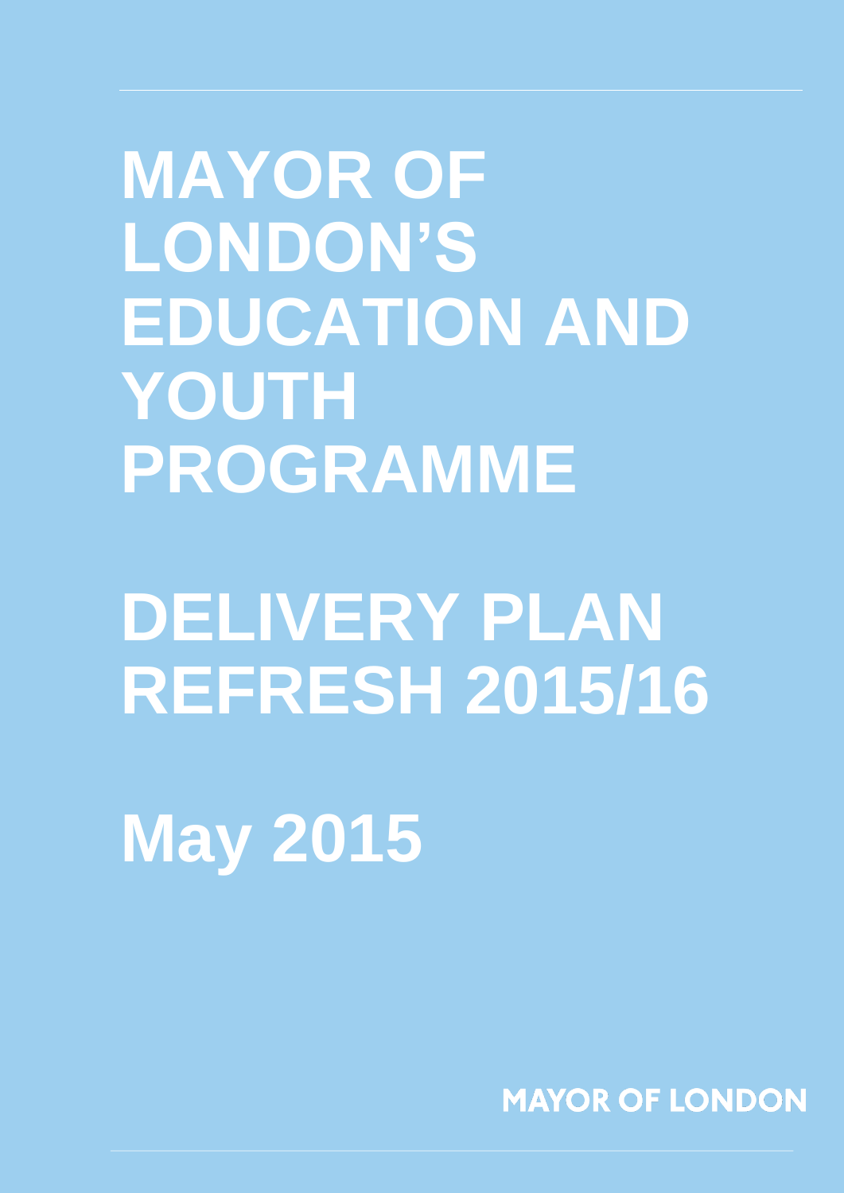# MAYOR OF LONDON'S EDUCATION AND YOUTH PROGRAMME

# DELIVERY PLAN REFRESH 2015/16

# May 2015

MAYOR OF LONDON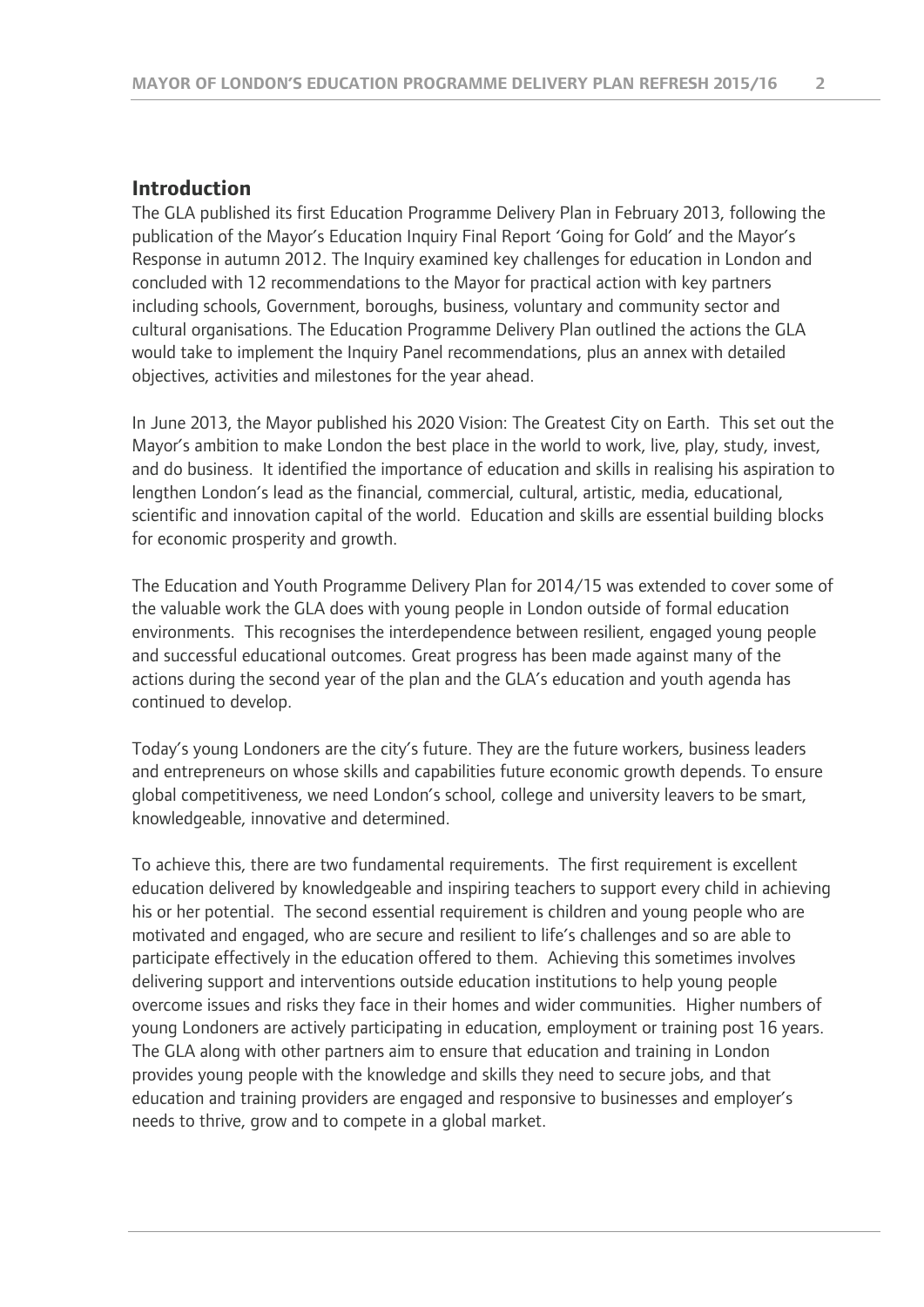## Introduction

The GLA published its first Education Programme Delivery Plan in February 2013, following the publication of the Mayor's Education Inquiry Final Report 'Going for Gold' and the Mayor's Response in autumn 2012. The Inquiry examined key challenges for education in London and concluded with 12 recommendations to the Mayor for practical action with key partners including schools, Government, boroughs, business, voluntary and community sector and cultural organisations. The Education Programme Delivery Plan outlined the actions the GLA would take to implement the Inquiry Panel recommendations, plus an annex with detailed objectives, activities and milestones for the year ahead.

In June 2013, the Mayor published his 2020 Vision: The Greatest City on Earth. This set out the Mayor's ambition to make London the best place in the world to work, live, play, study, invest, and do business. It identified the importance of education and skills in realising his aspiration to lengthen London's lead as the financial, commercial, cultural, artistic, media, educational, scientific and innovation capital of the world. Education and skills are essential building blocks for economic prosperity and growth.

The Education and Youth Programme Delivery Plan for 2014/15 was extended to cover some of the valuable work the GLA does with young people in London outside of formal education environments. This recognises the interdependence between resilient, engaged young people and successful educational outcomes. Great progress has been made against many of the actions during the second year of the plan and the GLA's education and youth agenda has continued to develop.

Today's young Londoners are the city's future. They are the future workers, business leaders and entrepreneurs on whose skills and capabilities future economic growth depends. To ensure global competitiveness, we need London's school, college and university leavers to be smart, knowledgeable, innovative and determined.

To achieve this, there are two fundamental requirements. The first requirement is excellent education delivered by knowledgeable and inspiring teachers to support every child in achieving his or her potential. The second essential requirement is children and young people who are motivated and engaged, who are secure and resilient to life's challenges and so are able to participate effectively in the education offered to them. Achieving this sometimes involves delivering support and interventions outside education institutions to help young people overcome issues and risks they face in their homes and wider communities. Higher numbers of young Londoners are actively participating in education, employment or training post 16 years. The GLA along with other partners aim to ensure that education and training in London provides young people with the knowledge and skills they need to secure jobs, and that education and training providers are engaged and responsive to businesses and employer's needs to thrive, grow and to compete in a global market.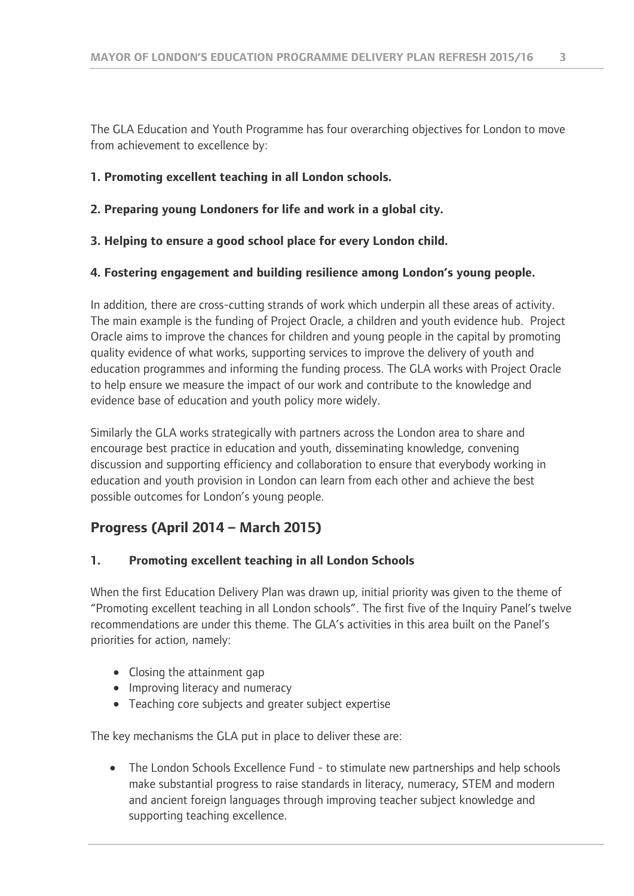The GLA Education and Youth Programme has four overarching objectives for London to move from achievement to excellence by:

**1. Promoting excellent teaching in all London schools.**

**2. Preparing young Londoners for life and work in a global city.**

**3. Helping to ensure a good school place for every London child.**

**4. Fostering engagement and building resilience among London's young people.**

In addition, there are cross-cutting strands of work which underpin all these areas of activity. The main example is the funding of Project Oracle, a children and youth evidence hub. Project Oracle aims to improve the chances for children and young people in the capital by promoting quality evidence of what works, supporting services to improve the delivery of youth and education programmes and informing the funding process. The GLA works with Project Oracle to help ensure we measure the impact of our work and contribute to the knowledge and evidence base of education and youth policy more widely.

Similarly the GLA works strategically with partners across the London area to share and encourage best practice in education and youth, disseminating knowledge, convening discussion and supporting efficiency and collaboration to ensure that everybody working in education and youth provision in London can learn from each other and achieve the best possible outcomes for London's young people.

## Progress (April 2014 – March 2015)

### 1. Promoting excellent teaching in all London Schools

When the first Education Delivery Plan was drawn up, initial priority was given to the theme of "Promoting excellent teaching in all London schools". The first five of the Inquiry Panel's twelve recommendations are under this theme. The GLA's activities in this area built on the Panel's priorities for action, namely:

- Closing the attainment gap
- Improving literacy and numeracy
- Teaching core subjects and greater subject expertise

The key mechanisms the GLA put in place to deliver these are:

- The London Schools Excellence Fund - to stimulate new partnerships and help schools make substantial progress to raise standards in literacy, numeracy, STEM and modern and ancient foreign languages through improving teacher subject knowledge and supporting teaching excellence.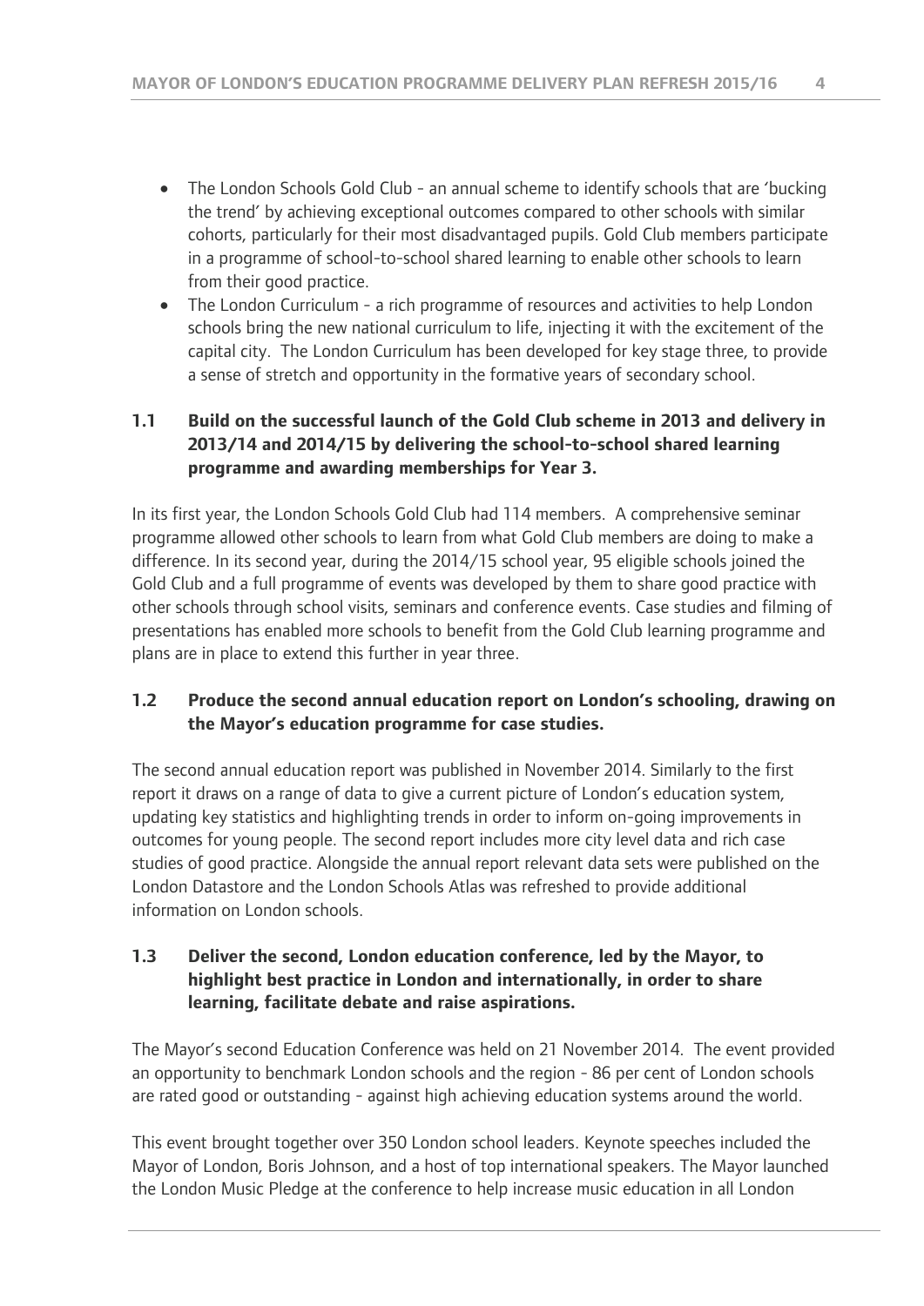- The London Schools Gold Club - an annual scheme to identify schools that are 'bucking the trend' by achieving exceptional outcomes compared to other schools with similar cohorts, particularly for their most disadvantaged pupils. Gold Club members participate in a programme of school-to-school shared learning to enable other schools to learn from their good practice.
- The London Curriculum - a rich programme of resources and activities to help London schools bring the new national curriculum to life, injecting it with the excitement of the capital city. The London Curriculum has been developed for key stage three, to provide a sense of stretch and opportunity in the formative years of secondary school.

### 1.1 Build on the successful launch of the Gold Club scheme in 2013 and delivery in 2013/14 and 2014/15 by delivering the school-to-school shared learning programme and awarding memberships for Year 3.

In its first year, the London Schools Gold Club had 114 members. A comprehensive seminar programme allowed other schools to learn from what Gold Club members are doing to make a difference. In its second year, during the 2014/15 school year, 95 eligible schools joined the Gold Club and a full programme of events was developed by them to share good practice with other schools through school visits, seminars and conference events. Case studies and filming of presentations has enabled more schools to benefit from the Gold Club learning programme and plans are in place to extend this further in year three.

### 1.2 Produce the second annual education report on London's schooling, drawing on the Mayor's education programme for case studies.

The second annual education report was published in November 2014. Similarly to the first report it draws on a range of data to give a current picture of London's education system, updating key statistics and highlighting trends in order to inform on-going improvements in outcomes for young people. The second report includes more city level data and rich case studies of good practice. Alongside the annual report relevant data sets were published on the London Datastore and the London Schools Atlas was refreshed to provide additional information on London schools.

### 1.3 Deliver the second, London education conference, led by the Mayor, to highlight best practice in London and internationally, in order to share learning, facilitate debate and raise aspirations.

The Mayor's second Education Conference was held on 21 November 2014. The event provided an opportunity to benchmark London schools and the region - 86 per cent of London schools are rated good or outstanding - against high achieving education systems around the world.

This event brought together over 350 London school leaders. Keynote speeches included the Mayor of London, Boris Johnson, and a host of top international speakers. The Mayor launched the London Music Pledge at the conference to help increase music education in all London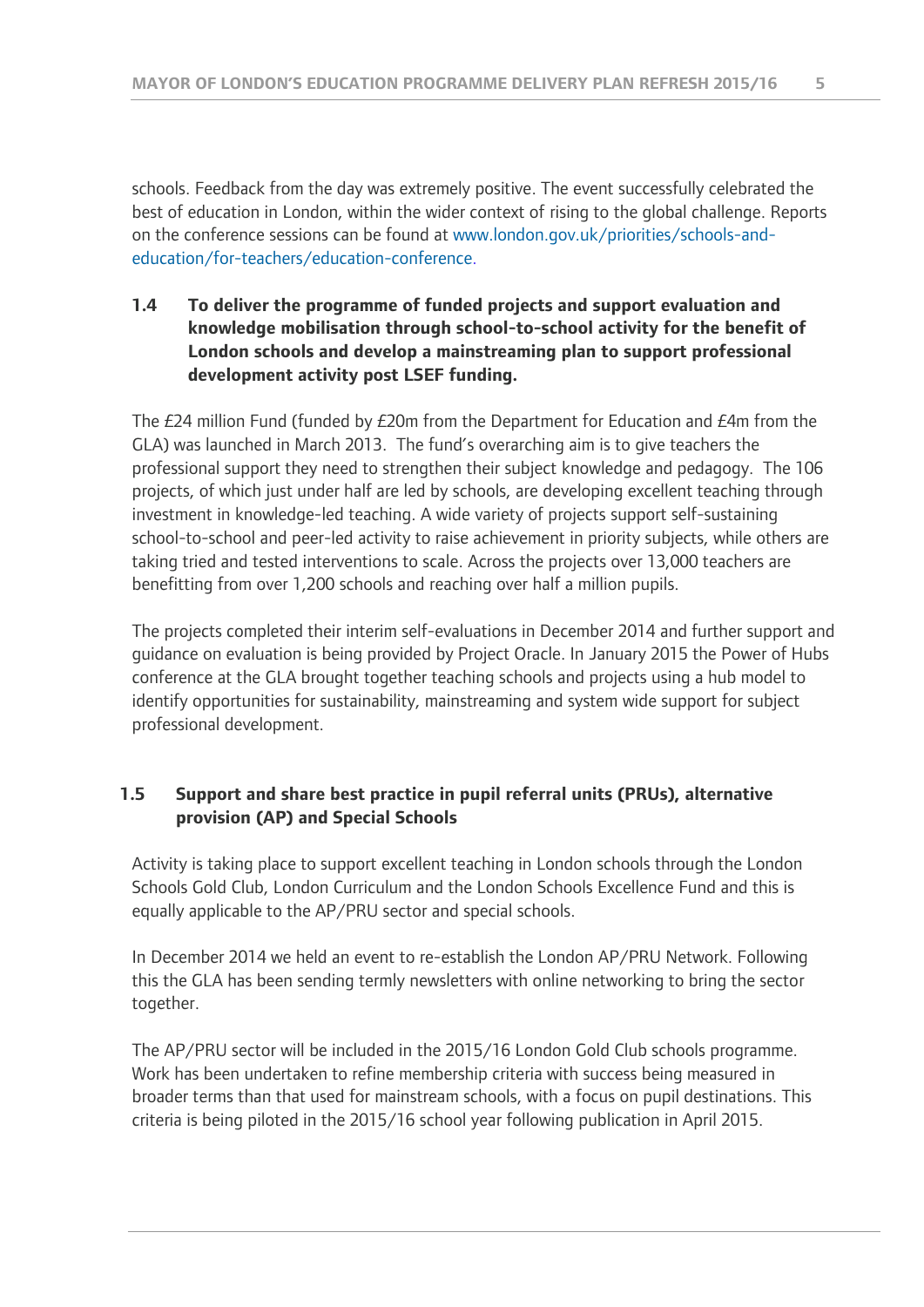schools. Feedback from the day was extremely positive. The event successfully celebrated the best of education in London, within the wider context of rising to the global challenge. Reports on the conference sessions can be found at www.london.gov.uk/priorities/schools-and-education/for-teachers/education-conference.

### 1.4 To deliver the programme of funded projects and support evaluation and knowledge mobilisation through school-to-school activity for the benefit of London schools and develop a mainstreaming plan to support professional development activity post LSEF funding.

The £24 million Fund (funded by £20m from the Department for Education and £4m from the GLA) was launched in March 2013. The fund's overarching aim is to give teachers the professional support they need to strengthen their subject knowledge and pedagogy. The 106 projects, of which just under half are led by schools, are developing excellent teaching through investment in knowledge-led teaching. A wide variety of projects support self-sustaining school-to-school and peer-led activity to raise achievement in priority subjects, while others are taking tried and tested interventions to scale. Across the projects over 13,000 teachers are benefitting from over 1,200 schools and reaching over half a million pupils.

The projects completed their interim self-evaluations in December 2014 and further support and guidance on evaluation is being provided by Project Oracle. In January 2015 the Power of Hubs conference at the GLA brought together teaching schools and projects using a hub model to identify opportunities for sustainability, mainstreaming and system wide support for subject professional development.

### 1.5 Support and share best practice in pupil referral units (PRUs), alternative provision (AP) and Special Schools

Activity is taking place to support excellent teaching in London schools through the London Schools Gold Club, London Curriculum and the London Schools Excellence Fund and this is equally applicable to the AP/PRU sector and special schools.

In December 2014 we held an event to re-establish the London AP/PRU Network. Following this the GLA has been sending termly newsletters with online networking to bring the sector together.

The AP/PRU sector will be included in the 2015/16 London Gold Club schools programme. Work has been undertaken to refine membership criteria with success being measured in broader terms than that used for mainstream schools, with a focus on pupil destinations. This criteria is being piloted in the 2015/16 school year following publication in April 2015.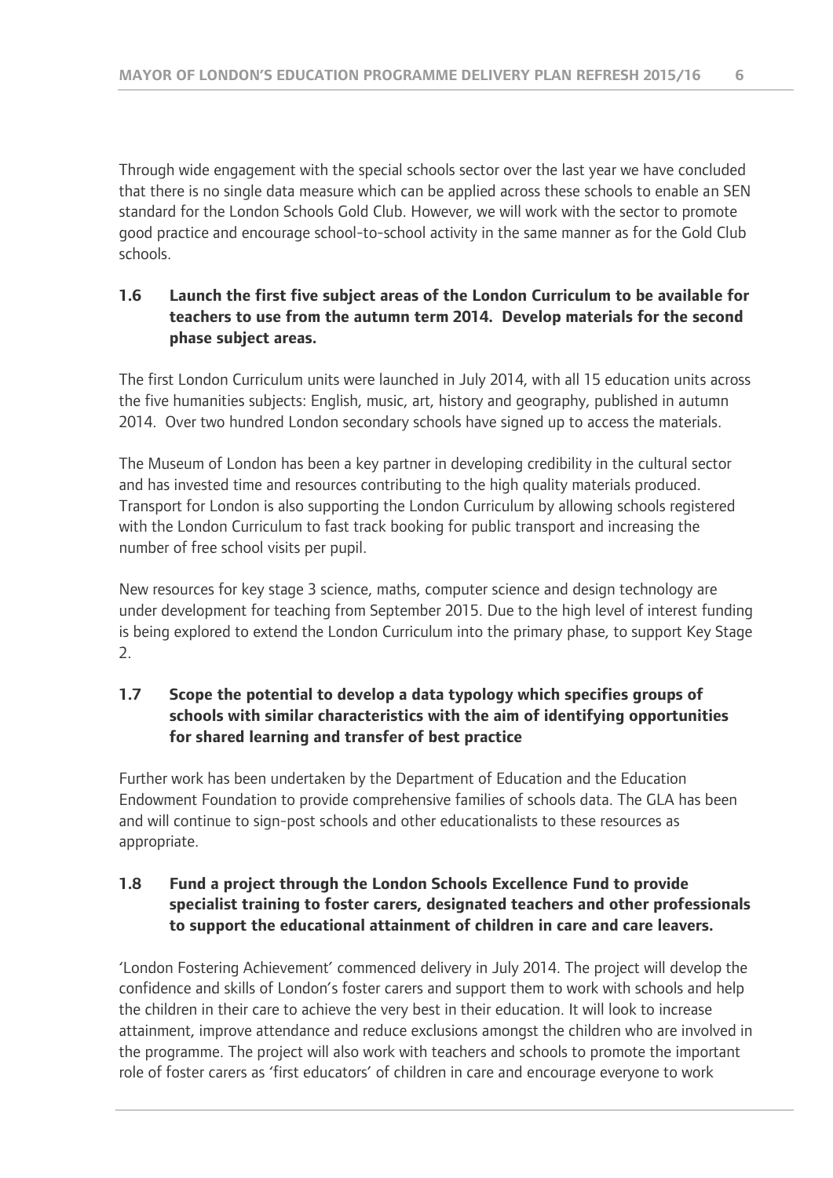Through wide engagement with the special schools sector over the last year we have concluded that there is no single data measure which can be applied across these schools to enable an SEN standard for the London Schools Gold Club. However, we will work with the sector to promote good practice and encourage school-to-school activity in the same manner as for the Gold Club schools.

### 1.6 Launch the first five subject areas of the London Curriculum to be available for teachers to use from the autumn term 2014. Develop materials for the second phase subject areas.

The first London Curriculum units were launched in July 2014, with all 15 education units across the five humanities subjects: English, music, art, history and geography, published in autumn 2014. Over two hundred London secondary schools have signed up to access the materials.

The Museum of London has been a key partner in developing credibility in the cultural sector and has invested time and resources contributing to the high quality materials produced. Transport for London is also supporting the London Curriculum by allowing schools registered with the London Curriculum to fast track booking for public transport and increasing the number of free school visits per pupil.

New resources for key stage 3 science, maths, computer science and design technology are under development for teaching from September 2015. Due to the high level of interest funding is being explored to extend the London Curriculum into the primary phase, to support Key Stage 2.

### 1.7 Scope the potential to develop a data typology which specifies groups of schools with similar characteristics with the aim of identifying opportunities for shared learning and transfer of best practice

Further work has been undertaken by the Department of Education and the Education Endowment Foundation to provide comprehensive families of schools data. The GLA has been and will continue to sign-post schools and other educationalists to these resources as appropriate.

### 1.8 Fund a project through the London Schools Excellence Fund to provide specialist training to foster carers, designated teachers and other professionals to support the educational attainment of children in care and care leavers.

'London Fostering Achievement' commenced delivery in July 2014. The project will develop the confidence and skills of London's foster carers and support them to work with schools and help the children in their care to achieve the very best in their education. It will look to increase attainment, improve attendance and reduce exclusions amongst the children who are involved in the programme. The project will also work with teachers and schools to promote the important role of foster carers as 'first educators' of children in care and encourage everyone to work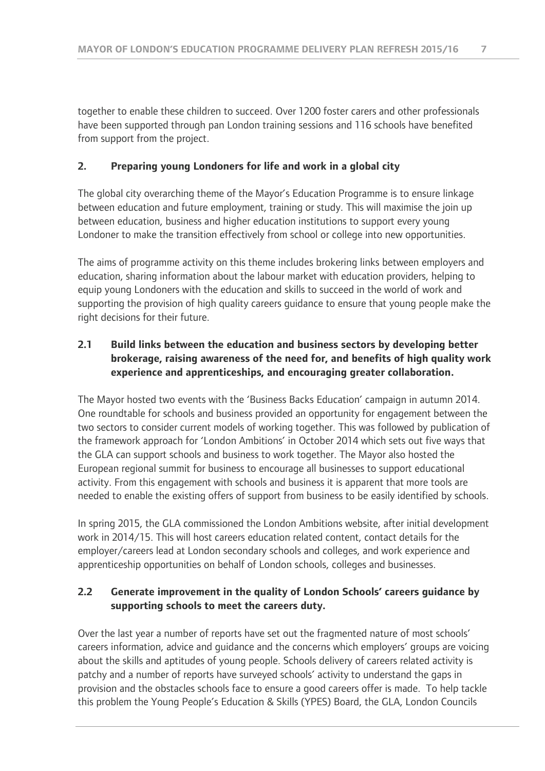together to enable these children to succeed. Over 1200 foster carers and other professionals have been supported through pan London training sessions and 116 schools have benefited from support from the project.

## 2. Preparing young Londoners for life and work in a global city

The global city overarching theme of the Mayor's Education Programme is to ensure linkage between education and future employment, training or study. This will maximise the join up between education, business and higher education institutions to support every young Londoner to make the transition effectively from school or college into new opportunities.

The aims of programme activity on this theme includes brokering links between employers and education, sharing information about the labour market with education providers, helping to equip young Londoners with the education and skills to succeed in the world of work and supporting the provision of high quality careers guidance to ensure that young people make the right decisions for their future.

### 2.1 Build links between the education and business sectors by developing better brokerage, raising awareness of the need for, and benefits of high quality work experience and apprenticeships, and encouraging greater collaboration.

The Mayor hosted two events with the 'Business Backs Education' campaign in autumn 2014. One roundtable for schools and business provided an opportunity for engagement between the two sectors to consider current models of working together. This was followed by publication of the framework approach for 'London Ambitions' in October 2014 which sets out five ways that the GLA can support schools and business to work together. The Mayor also hosted the European regional summit for business to encourage all businesses to support educational activity. From this engagement with schools and business it is apparent that more tools are needed to enable the existing offers of support from business to be easily identified by schools.

In spring 2015, the GLA commissioned the London Ambitions website, after initial development work in 2014/15. This will host careers education related content, contact details for the employer/careers lead at London secondary schools and colleges, and work experience and apprenticeship opportunities on behalf of London schools, colleges and businesses.

### 2.2 Generate improvement in the quality of London Schools' careers guidance by supporting schools to meet the careers duty.

Over the last year a number of reports have set out the fragmented nature of most schools' careers information, advice and guidance and the concerns which employers' groups are voicing about the skills and aptitudes of young people. Schools delivery of careers related activity is patchy and a number of reports have surveyed schools' activity to understand the gaps in provision and the obstacles schools face to ensure a good careers offer is made. To help tackle this problem the Young People's Education & Skills (YPES) Board, the GLA, London Councils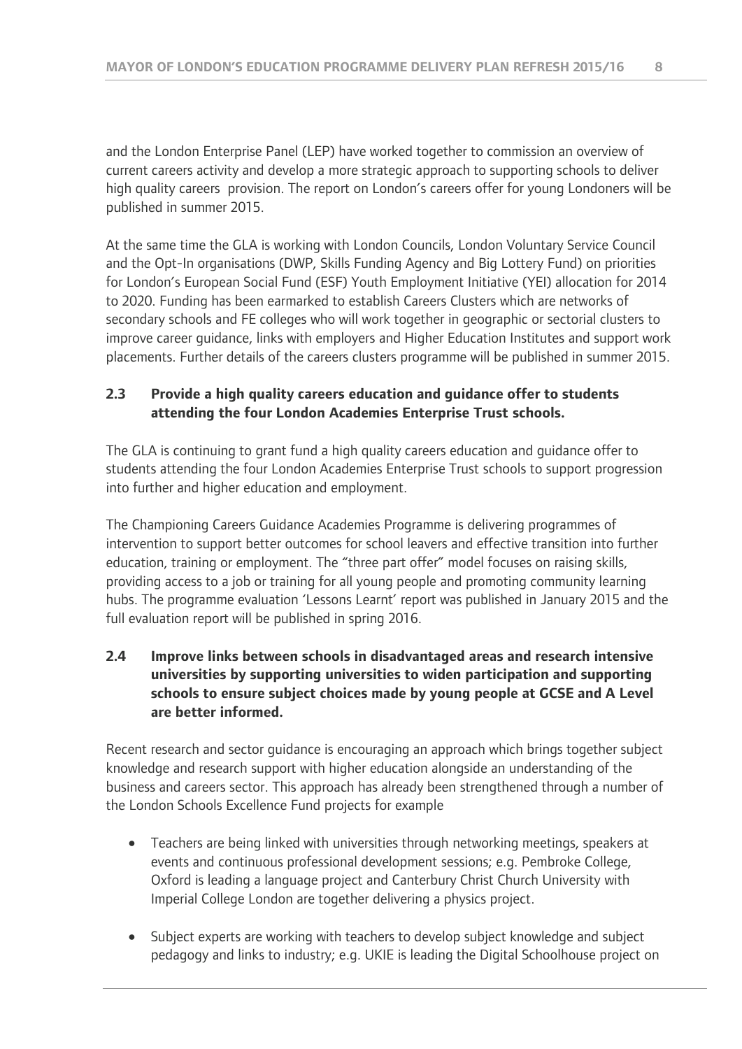and the London Enterprise Panel (LEP) have worked together to commission an overview of current careers activity and develop a more strategic approach to supporting schools to deliver high quality careers provision. The report on London's careers offer for young Londoners will be published in summer 2015.

At the same time the GLA is working with London Councils, London Voluntary Service Council and the Opt-In organisations (DWP, Skills Funding Agency and Big Lottery Fund) on priorities for London's European Social Fund (ESF) Youth Employment Initiative (YEI) allocation for 2014 to 2020. Funding has been earmarked to establish Careers Clusters which are networks of secondary schools and FE colleges who will work together in geographic or sectorial clusters to improve career guidance, links with employers and Higher Education Institutes and support work placements. Further details of the careers clusters programme will be published in summer 2015.

### 2.3 Provide a high quality careers education and guidance offer to students attending the four London Academies Enterprise Trust schools.

The GLA is continuing to grant fund a high quality careers education and guidance offer to students attending the four London Academies Enterprise Trust schools to support progression into further and higher education and employment.

The Championing Careers Guidance Academies Programme is delivering programmes of intervention to support better outcomes for school leavers and effective transition into further education, training or employment. The "three part offer" model focuses on raising skills, providing access to a job or training for all young people and promoting community learning hubs. The programme evaluation 'Lessons Learnt' report was published in January 2015 and the full evaluation report will be published in spring 2016.

### 2.4 Improve links between schools in disadvantaged areas and research intensive universities by supporting universities to widen participation and supporting schools to ensure subject choices made by young people at GCSE and A Level are better informed.

Recent research and sector guidance is encouraging an approach which brings together subject knowledge and research support with higher education alongside an understanding of the business and careers sector. This approach has already been strengthened through a number of the London Schools Excellence Fund projects for example

- Teachers are being linked with universities through networking meetings, speakers at events and continuous professional development sessions; e.g. Pembroke College, Oxford is leading a language project and Canterbury Christ Church University with Imperial College London are together delivering a physics project.
- Subject experts are working with teachers to develop subject knowledge and subject pedagogy and links to industry; e.g. UKIE is leading the Digital Schoolhouse project on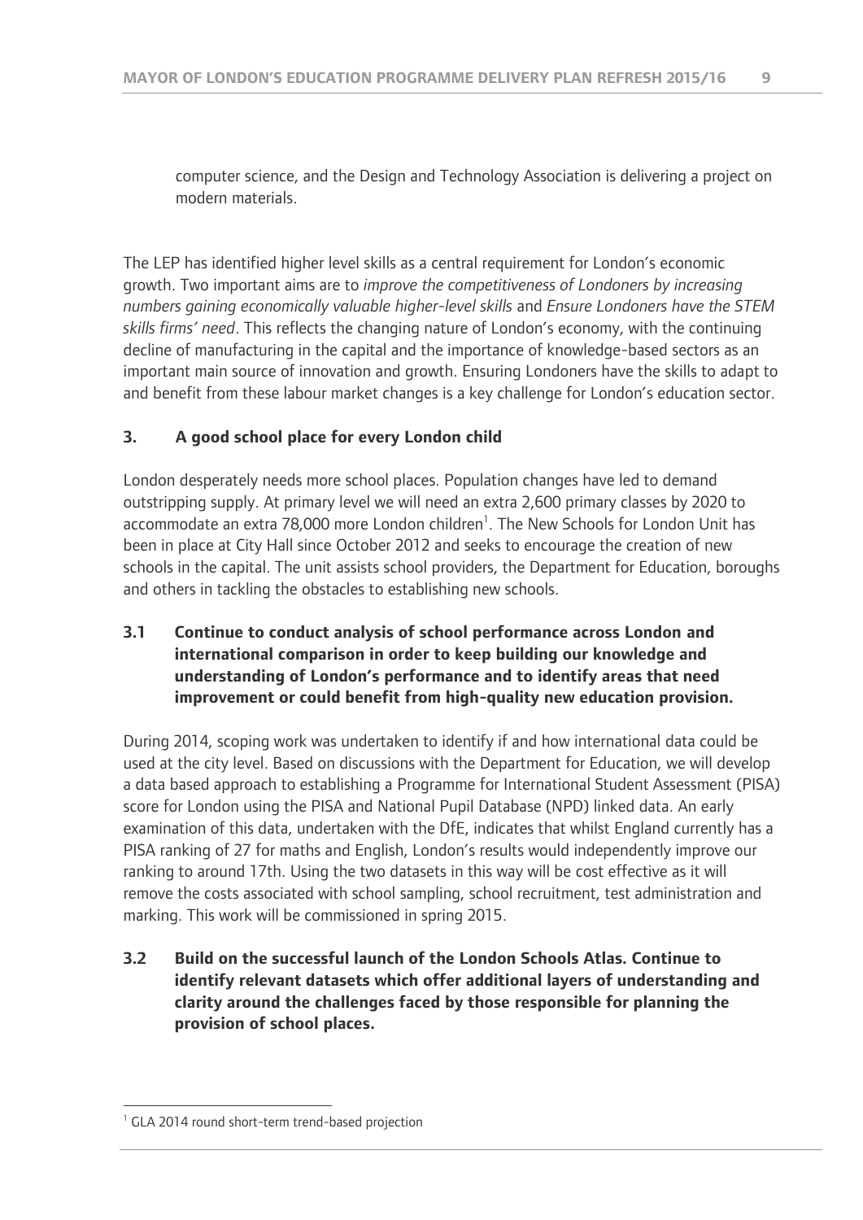computer science, and the Design and Technology Association is delivering a project on modern materials.

The LEP has identified higher level skills as a central requirement for London's economic growth. Two important aims are to *improve the competitiveness of Londoners by increasing numbers gaining economically valuable higher-level skills* and *Ensure Londoners have the STEM skills firms' need*. This reflects the changing nature of London's economy, with the continuing decline of manufacturing in the capital and the importance of knowledge-based sectors as an important main source of innovation and growth. Ensuring Londoners have the skills to adapt to and benefit from these labour market changes is a key challenge for London's education sector.

## 3. A good school place for every London child

London desperately needs more school places. Population changes have led to demand outstripping supply. At primary level we will need an extra 2,600 primary classes by 2020 to accommodate an extra 78,000 more London children[1]. The New Schools for London Unit has been in place at City Hall since October 2012 and seeks to encourage the creation of new schools in the capital. The unit assists school providers, the Department for Education, boroughs and others in tackling the obstacles to establishing new schools.

### 3.1 Continue to conduct analysis of school performance across London and international comparison in order to keep building our knowledge and understanding of London's performance and to identify areas that need improvement or could benefit from high-quality new education provision.

During 2014, scoping work was undertaken to identify if and how international data could be used at the city level. Based on discussions with the Department for Education, we will develop a data based approach to establishing a Programme for International Student Assessment (PISA) score for London using the PISA and National Pupil Database (NPD) linked data. An early examination of this data, undertaken with the DfE, indicates that whilst England currently has a PISA ranking of 27 for maths and English, London's results would independently improve our ranking to around 17th. Using the two datasets in this way will be cost effective as it will remove the costs associated with school sampling, school recruitment, test administration and marking. This work will be commissioned in spring 2015.

### 3.2 Build on the successful launch of the London Schools Atlas. Continue to identify relevant datasets which offer additional layers of understanding and clarity around the challenges faced by those responsible for planning the provision of school places.

---

[1] GLA 2014 round short-term trend-based projection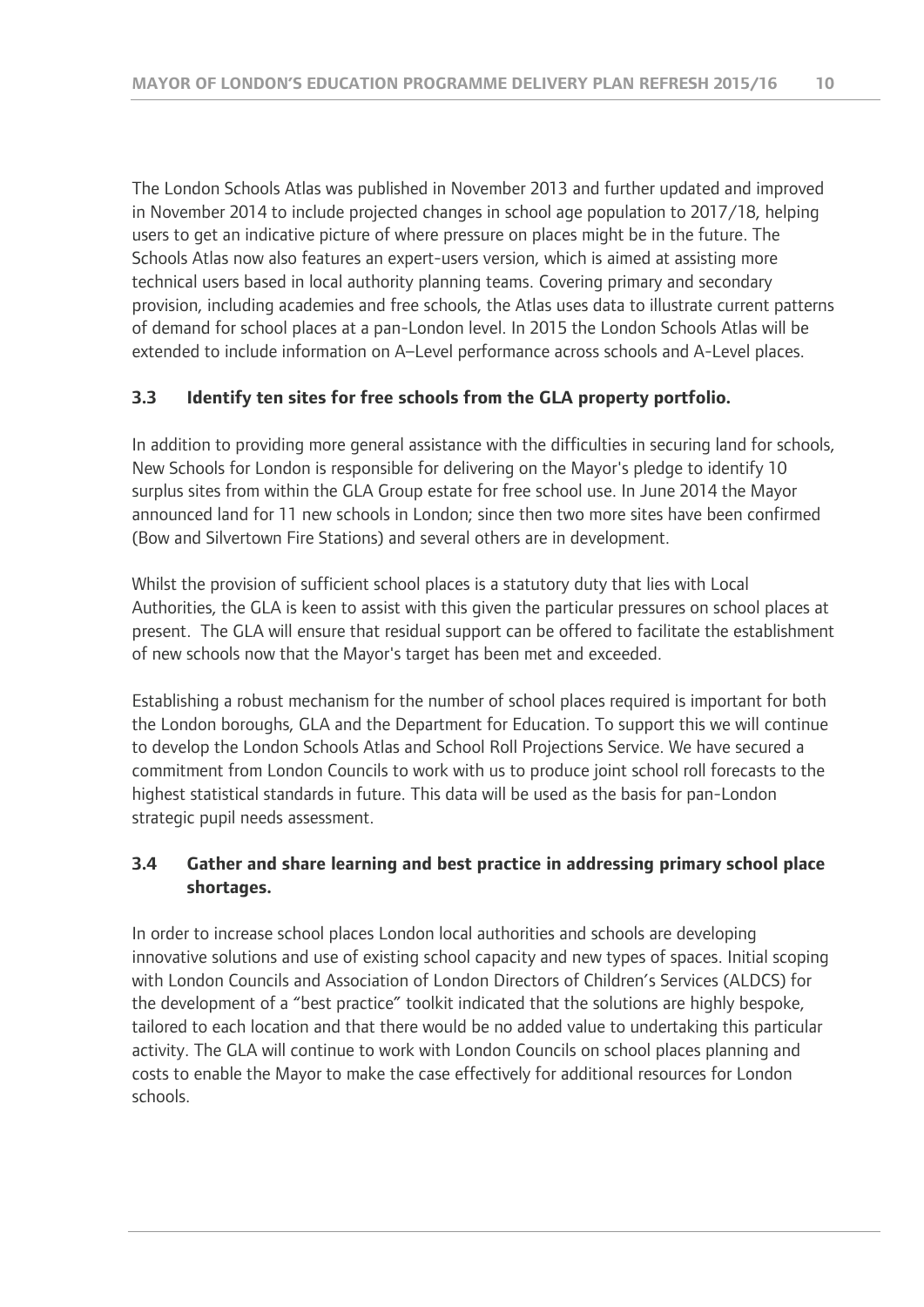The London Schools Atlas was published in November 2013 and further updated and improved in November 2014 to include projected changes in school age population to 2017/18, helping users to get an indicative picture of where pressure on places might be in the future. The Schools Atlas now also features an expert-users version, which is aimed at assisting more technical users based in local authority planning teams. Covering primary and secondary provision, including academies and free schools, the Atlas uses data to illustrate current patterns of demand for school places at a pan-London level. In 2015 the London Schools Atlas will be extended to include information on A–Level performance across schools and A-Level places.

### 3.3 Identify ten sites for free schools from the GLA property portfolio.

In addition to providing more general assistance with the difficulties in securing land for schools, New Schools for London is responsible for delivering on the Mayor's pledge to identify 10 surplus sites from within the GLA Group estate for free school use. In June 2014 the Mayor announced land for 11 new schools in London; since then two more sites have been confirmed (Bow and Silvertown Fire Stations) and several others are in development.

Whilst the provision of sufficient school places is a statutory duty that lies with Local Authorities, the GLA is keen to assist with this given the particular pressures on school places at present. The GLA will ensure that residual support can be offered to facilitate the establishment of new schools now that the Mayor's target has been met and exceeded.

Establishing a robust mechanism for the number of school places required is important for both the London boroughs, GLA and the Department for Education. To support this we will continue to develop the London Schools Atlas and School Roll Projections Service. We have secured a commitment from London Councils to work with us to produce joint school roll forecasts to the highest statistical standards in future. This data will be used as the basis for pan-London strategic pupil needs assessment.

### 3.4 Gather and share learning and best practice in addressing primary school place shortages.

In order to increase school places London local authorities and schools are developing innovative solutions and use of existing school capacity and new types of spaces. Initial scoping with London Councils and Association of London Directors of Children's Services (ALDCS) for the development of a "best practice" toolkit indicated that the solutions are highly bespoke, tailored to each location and that there would be no added value to undertaking this particular activity. The GLA will continue to work with London Councils on school places planning and costs to enable the Mayor to make the case effectively for additional resources for London schools.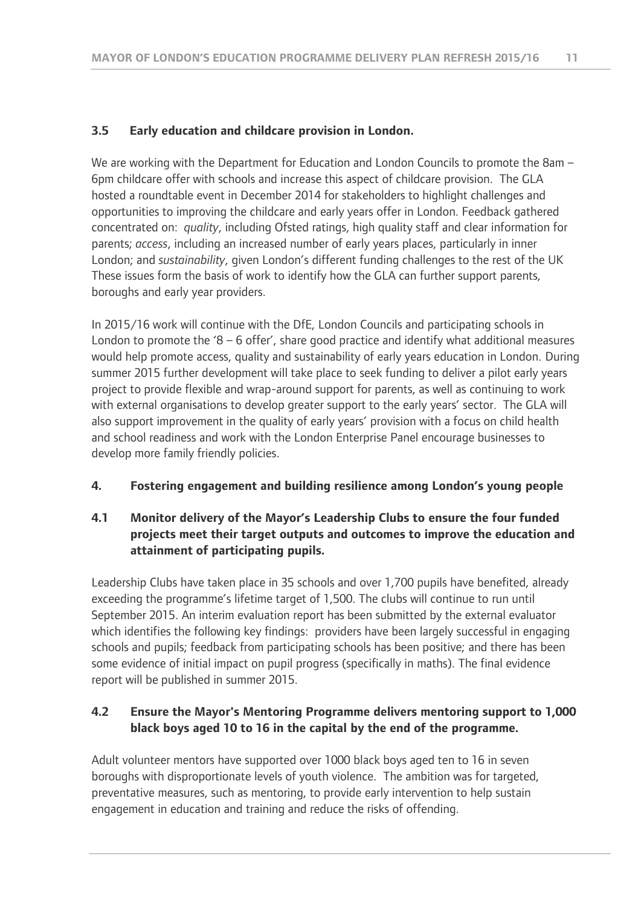### 3.5 Early education and childcare provision in London.

We are working with the Department for Education and London Councils to promote the 8am – 6pm childcare offer with schools and increase this aspect of childcare provision. The GLA hosted a roundtable event in December 2014 for stakeholders to highlight challenges and opportunities to improving the childcare and early years offer in London. Feedback gathered concentrated on: *quality*, including Ofsted ratings, high quality staff and clear information for parents; *access*, including an increased number of early years places, particularly in inner London; and *sustainability*, given London's different funding challenges to the rest of the UK These issues form the basis of work to identify how the GLA can further support parents, boroughs and early year providers.

In 2015/16 work will continue with the DfE, London Councils and participating schools in London to promote the '8 – 6 offer', share good practice and identify what additional measures would help promote access, quality and sustainability of early years education in London. During summer 2015 further development will take place to seek funding to deliver a pilot early years project to provide flexible and wrap-around support for parents, as well as continuing to work with external organisations to develop greater support to the early years' sector. The GLA will also support improvement in the quality of early years' provision with a focus on child health and school readiness and work with the London Enterprise Panel encourage businesses to develop more family friendly policies.

## 4. Fostering engagement and building resilience among London's young people

### 4.1 Monitor delivery of the Mayor's Leadership Clubs to ensure the four funded projects meet their target outputs and outcomes to improve the education and attainment of participating pupils.

Leadership Clubs have taken place in 35 schools and over 1,700 pupils have benefited, already exceeding the programme's lifetime target of 1,500. The clubs will continue to run until September 2015. An interim evaluation report has been submitted by the external evaluator which identifies the following key findings: providers have been largely successful in engaging schools and pupils; feedback from participating schools has been positive; and there has been some evidence of initial impact on pupil progress (specifically in maths). The final evidence report will be published in summer 2015.

### 4.2 Ensure the Mayor's Mentoring Programme delivers mentoring support to 1,000 black boys aged 10 to 16 in the capital by the end of the programme.

Adult volunteer mentors have supported over 1000 black boys aged ten to 16 in seven boroughs with disproportionate levels of youth violence. The ambition was for targeted, preventative measures, such as mentoring, to provide early intervention to help sustain engagement in education and training and reduce the risks of offending.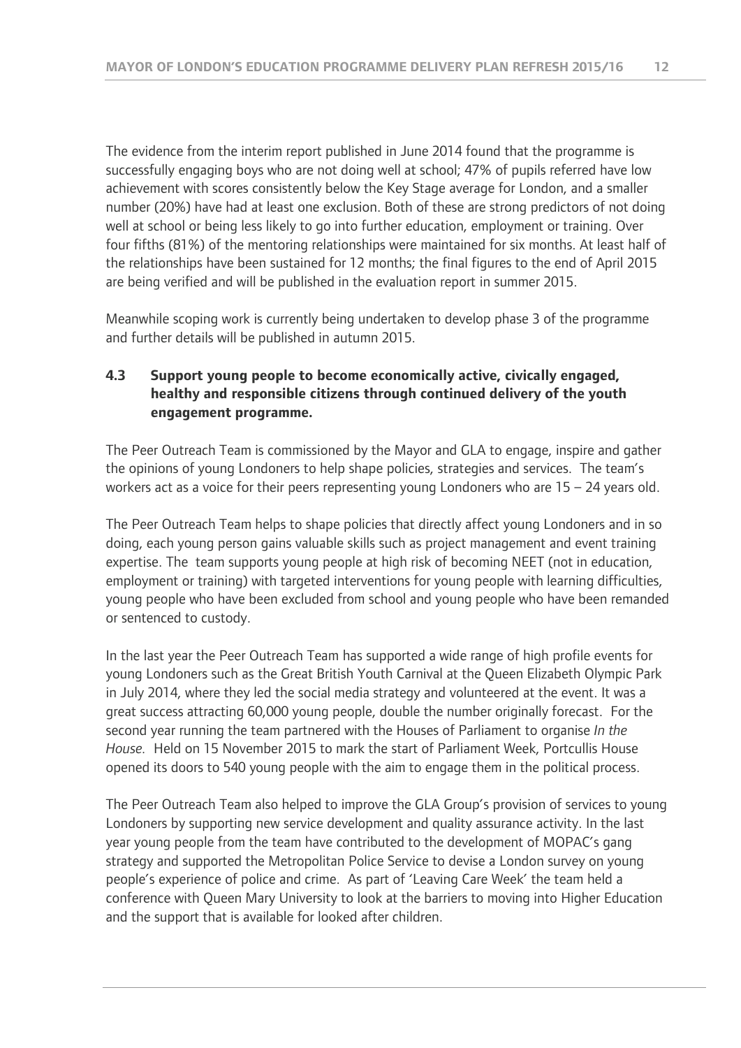The evidence from the interim report published in June 2014 found that the programme is successfully engaging boys who are not doing well at school; 47% of pupils referred have low achievement with scores consistently below the Key Stage average for London, and a smaller number (20%) have had at least one exclusion. Both of these are strong predictors of not doing well at school or being less likely to go into further education, employment or training. Over four fifths (81%) of the mentoring relationships were maintained for six months. At least half of the relationships have been sustained for 12 months; the final figures to the end of April 2015 are being verified and will be published in the evaluation report in summer 2015.

Meanwhile scoping work is currently being undertaken to develop phase 3 of the programme and further details will be published in autumn 2015.

### 4.3 Support young people to become economically active, civically engaged, healthy and responsible citizens through continued delivery of the youth engagement programme.

The Peer Outreach Team is commissioned by the Mayor and GLA to engage, inspire and gather the opinions of young Londoners to help shape policies, strategies and services. The team's workers act as a voice for their peers representing young Londoners who are 15 – 24 years old.

The Peer Outreach Team helps to shape policies that directly affect young Londoners and in so doing, each young person gains valuable skills such as project management and event training expertise. The team supports young people at high risk of becoming NEET (not in education, employment or training) with targeted interventions for young people with learning difficulties, young people who have been excluded from school and young people who have been remanded or sentenced to custody.

In the last year the Peer Outreach Team has supported a wide range of high profile events for young Londoners such as the Great British Youth Carnival at the Queen Elizabeth Olympic Park in July 2014, where they led the social media strategy and volunteered at the event. It was a great success attracting 60,000 young people, double the number originally forecast. For the second year running the team partnered with the Houses of Parliament to organise *In the House*. Held on 15 November 2015 to mark the start of Parliament Week, Portcullis House opened its doors to 540 young people with the aim to engage them in the political process.

The Peer Outreach Team also helped to improve the GLA Group's provision of services to young Londoners by supporting new service development and quality assurance activity. In the last year young people from the team have contributed to the development of MOPAC's gang strategy and supported the Metropolitan Police Service to devise a London survey on young people's experience of police and crime. As part of 'Leaving Care Week' the team held a conference with Queen Mary University to look at the barriers to moving into Higher Education and the support that is available for looked after children.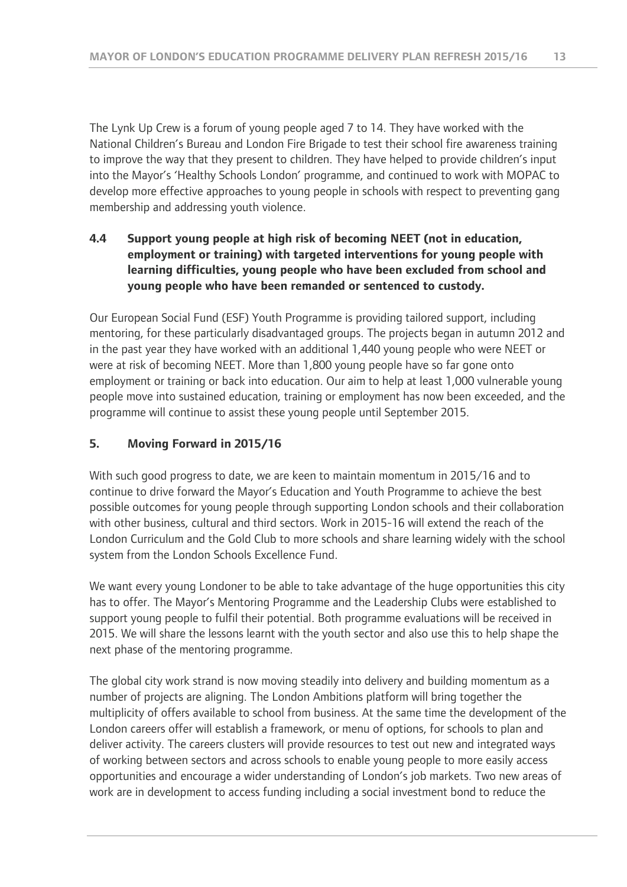The Lynk Up Crew is a forum of young people aged 7 to 14. They have worked with the National Children's Bureau and London Fire Brigade to test their school fire awareness training to improve the way that they present to children. They have helped to provide children's input into the Mayor's 'Healthy Schools London' programme, and continued to work with MOPAC to develop more effective approaches to young people in schools with respect to preventing gang membership and addressing youth violence.

### 4.4 Support young people at high risk of becoming NEET (not in education, employment or training) with targeted interventions for young people with learning difficulties, young people who have been excluded from school and young people who have been remanded or sentenced to custody.

Our European Social Fund (ESF) Youth Programme is providing tailored support, including mentoring, for these particularly disadvantaged groups. The projects began in autumn 2012 and in the past year they have worked with an additional 1,440 young people who were NEET or were at risk of becoming NEET. More than 1,800 young people have so far gone onto employment or training or back into education. Our aim to help at least 1,000 vulnerable young people move into sustained education, training or employment has now been exceeded, and the programme will continue to assist these young people until September 2015.

## 5. Moving Forward in 2015/16

With such good progress to date, we are keen to maintain momentum in 2015/16 and to continue to drive forward the Mayor's Education and Youth Programme to achieve the best possible outcomes for young people through supporting London schools and their collaboration with other business, cultural and third sectors. Work in 2015-16 will extend the reach of the London Curriculum and the Gold Club to more schools and share learning widely with the school system from the London Schools Excellence Fund.

We want every young Londoner to be able to take advantage of the huge opportunities this city has to offer. The Mayor's Mentoring Programme and the Leadership Clubs were established to support young people to fulfil their potential. Both programme evaluations will be received in 2015. We will share the lessons learnt with the youth sector and also use this to help shape the next phase of the mentoring programme.

The global city work strand is now moving steadily into delivery and building momentum as a number of projects are aligning. The London Ambitions platform will bring together the multiplicity of offers available to school from business. At the same time the development of the London careers offer will establish a framework, or menu of options, for schools to plan and deliver activity. The careers clusters will provide resources to test out new and integrated ways of working between sectors and across schools to enable young people to more easily access opportunities and encourage a wider understanding of London's job markets. Two new areas of work are in development to access funding including a social investment bond to reduce the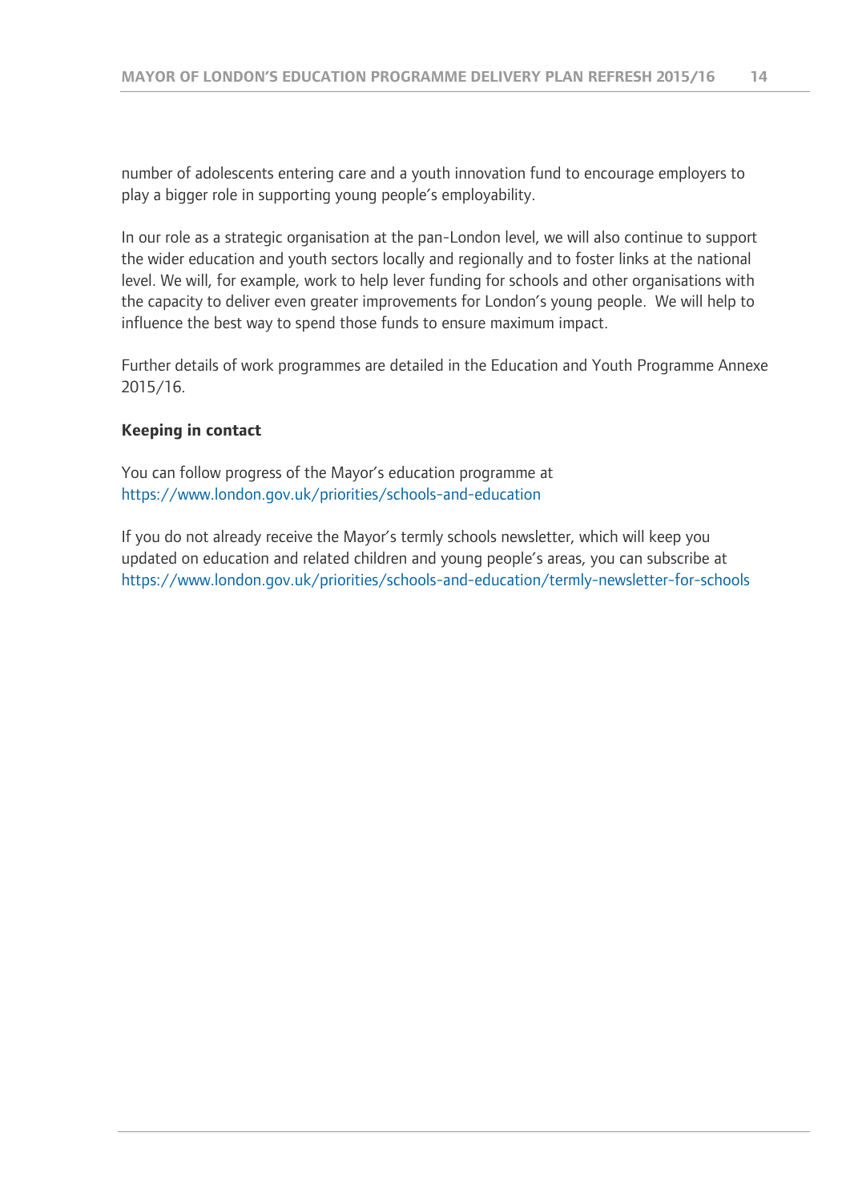number of adolescents entering care and a youth innovation fund to encourage employers to play a bigger role in supporting young people's employability.

In our role as a strategic organisation at the pan-London level, we will also continue to support the wider education and youth sectors locally and regionally and to foster links at the national level. We will, for example, work to help lever funding for schools and other organisations with the capacity to deliver even greater improvements for London's young people. We will help to influence the best way to spend those funds to ensure maximum impact.

Further details of work programmes are detailed in the Education and Youth Programme Annexe 2015/16.

**Keeping in contact**

You can follow progress of the Mayor's education programme at https://www.london.gov.uk/priorities/schools-and-education

If you do not already receive the Mayor's termly schools newsletter, which will keep you updated on education and related children and young people's areas, you can subscribe at https://www.london.gov.uk/priorities/schools-and-education/termly-newsletter-for-schools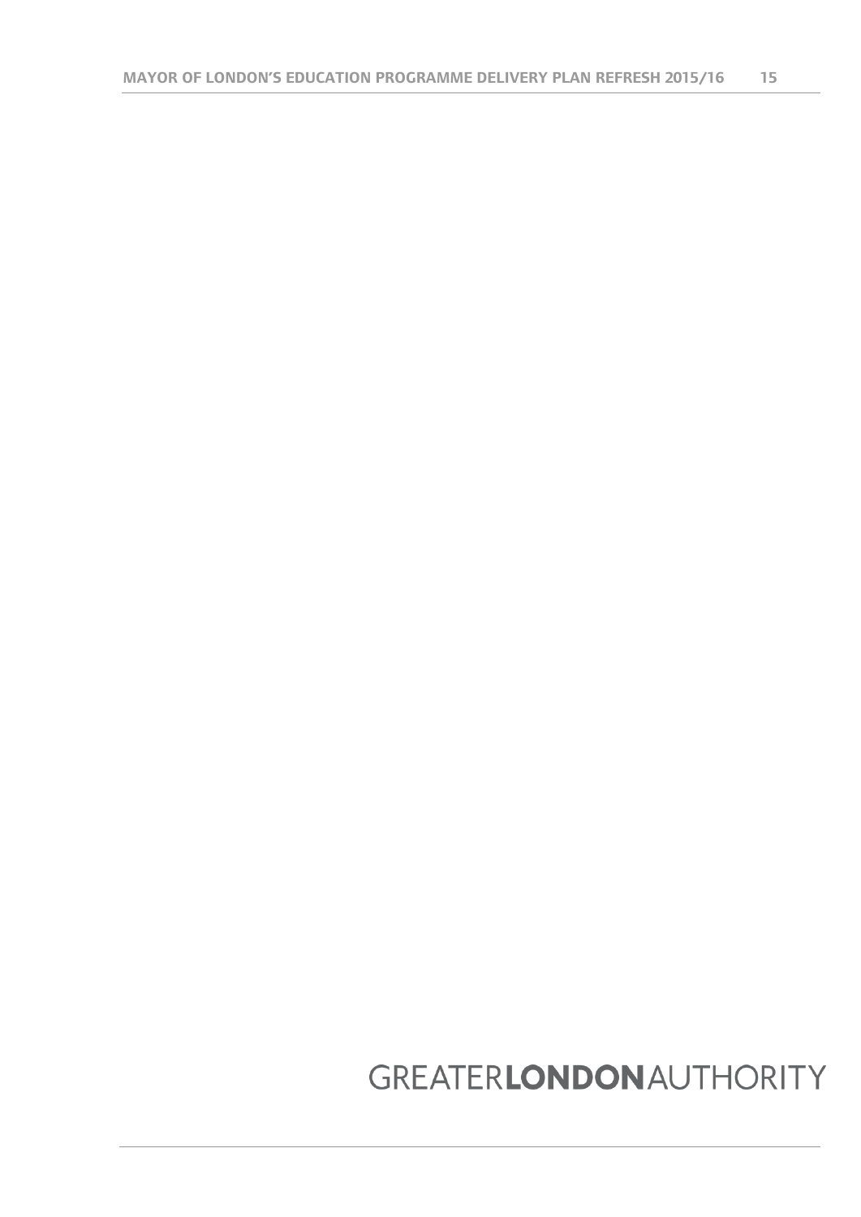GREATER**LONDON**AUTHORITY